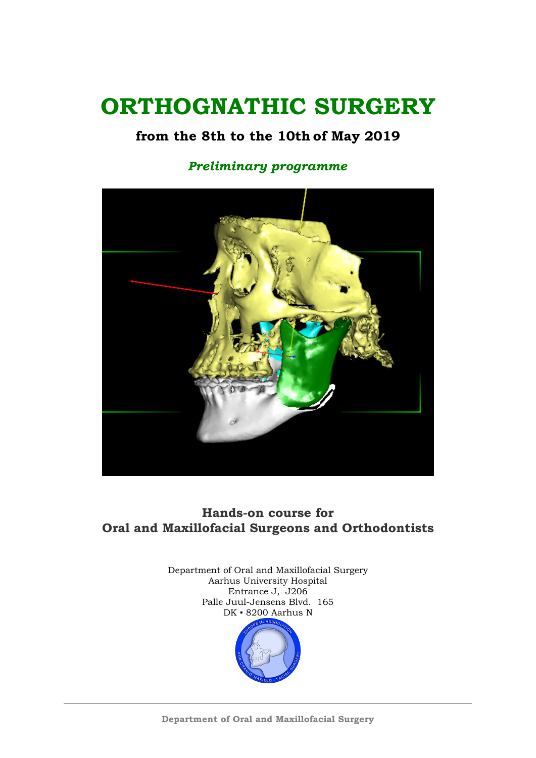# ORTHOGNATHIC SURGERY

## from the 8th to the 10th of May 2019

*Preliminary programme*

**Hands-on course for**
**Oral and Maxillofacial Surgeons and Orthodontists**

Department of Oral and Maxillofacial Surgery
Aarhus University Hospital
Entrance J, J206
Palle Juul-Jensens Blvd. 165
DK ▪ 8200 Aarhus N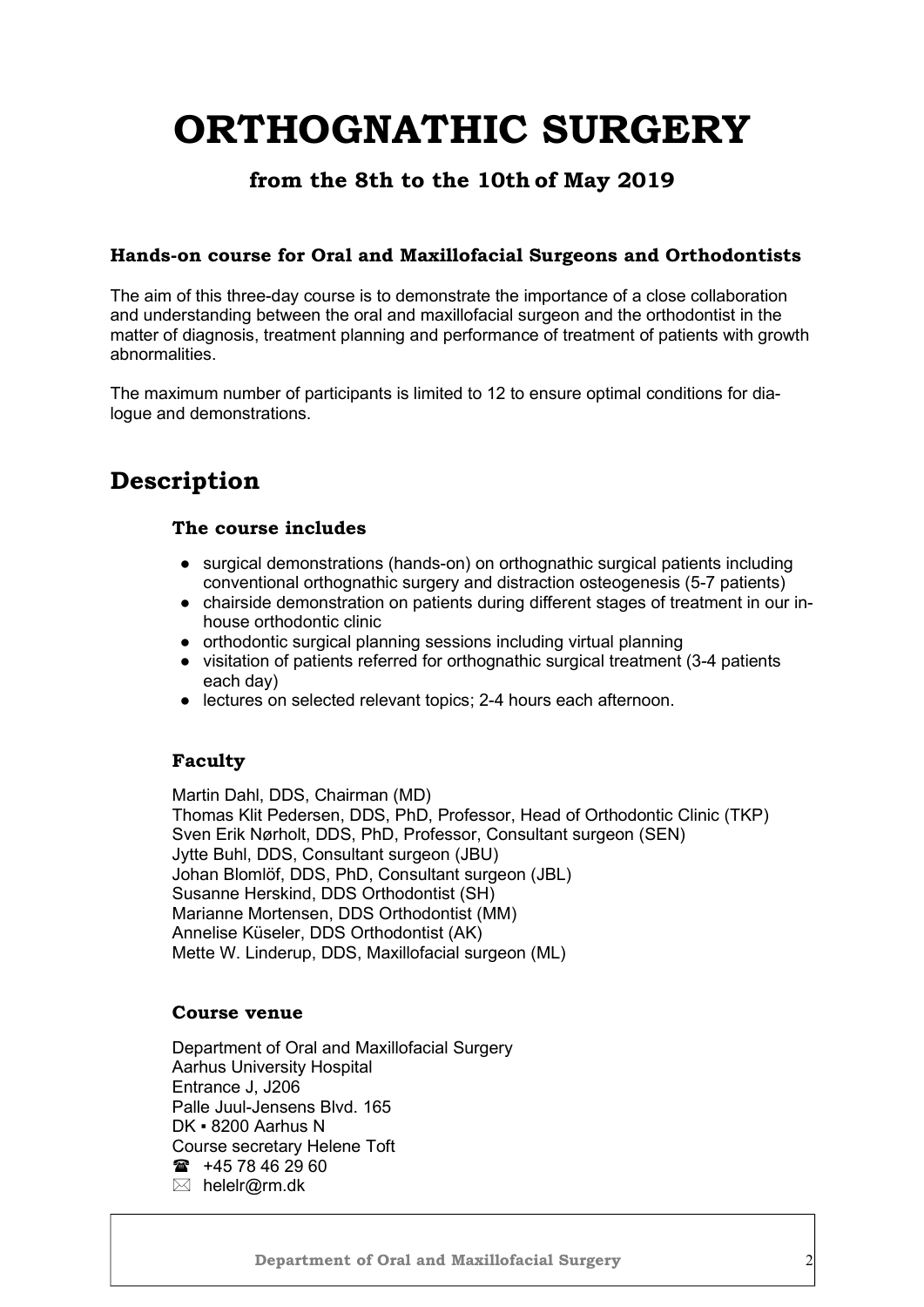# ORTHOGNATHIC SURGERY

### from the 8th to the 10th of May 2019

**Hands-on course for Oral and Maxillofacial Surgeons and Orthodontists**

The aim of this three-day course is to demonstrate the importance of a close collaboration and understanding between the oral and maxillofacial surgeon and the orthodontist in the matter of diagnosis, treatment planning and performance of treatment of patients with growth abnormalities.

The maximum number of participants is limited to 12 to ensure optimal conditions for dialogue and demonstrations.

## Description

### The course includes

- surgical demonstrations (hands-on) on orthognathic surgical patients including conventional orthognathic surgery and distraction osteogenesis (5-7 patients)
- chairside demonstration on patients during different stages of treatment in our in-house orthodontic clinic
- orthodontic surgical planning sessions including virtual planning
- visitation of patients referred for orthognathic surgical treatment (3-4 patients each day)
- lectures on selected relevant topics; 2-4 hours each afternoon.

### Faculty

Martin Dahl, DDS, Chairman (MD)
Thomas Klit Pedersen, DDS, PhD, Professor, Head of Orthodontic Clinic (TKP)
Sven Erik Nørholt, DDS, PhD, Professor, Consultant surgeon (SEN)
Jytte Buhl, DDS, Consultant surgeon (JBU)
Johan Blomlöf, DDS, PhD, Consultant surgeon (JBL)
Susanne Herskind, DDS Orthodontist (SH)
Marianne Mortensen, DDS Orthodontist (MM)
Annelise Küseler, DDS Orthodontist (AK)
Mette W. Linderup, DDS, Maxillofacial surgeon (ML)

### Course venue

Department of Oral and Maxillofacial Surgery
Aarhus University Hospital
Entrance J, J206
Palle Juul-Jensens Blvd. 165
DK ▪ 8200 Aarhus N
Course secretary Helene Toft
☎ +45 78 46 29 60
✉ helelr@rm.dk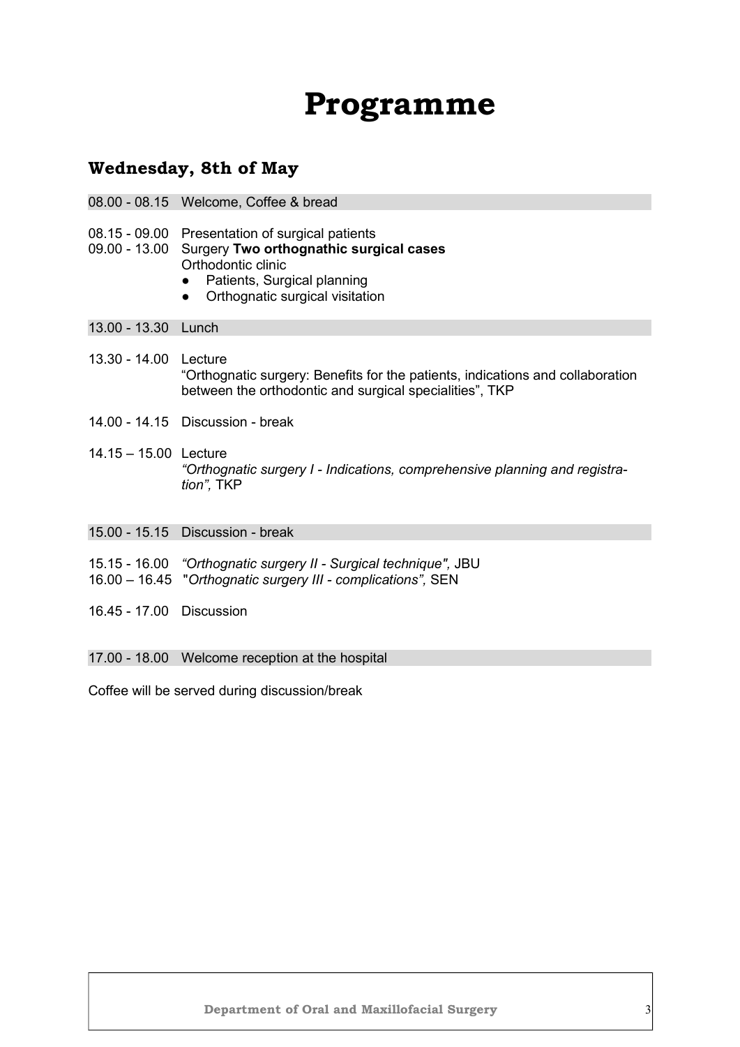# Programme

## Wednesday, 8th of May

08.00 - 08.15 Welcome, Coffee & bread

08.15 - 09.00 Presentation of surgical patients

09.00 - 13.00 Surgery **Two orthognathic surgical cases**
Orthodontic clinic

- Patients, Surgical planning
- Orthognatic surgical visitation

13.00 - 13.30 Lunch

13.30 - 14.00 Lecture
"Orthognatic surgery: Benefits for the patients, indications and collaboration between the orthodontic and surgical specialities", TKP

14.00 - 14.15 Discussion - break

14.15 – 15.00 Lecture
*"Orthognatic surgery I - Indications, comprehensive planning and registration",* TKP

15.00 - 15.15 Discussion - break

15.15 - 16.00 *"Orthognatic surgery II - Surgical technique",* JBU

16.00 – 16.45 "*Orthognatic surgery III - complications",* SEN

16.45 - 17.00 Discussion

17.00 - 18.00 Welcome reception at the hospital

Coffee will be served during discussion/break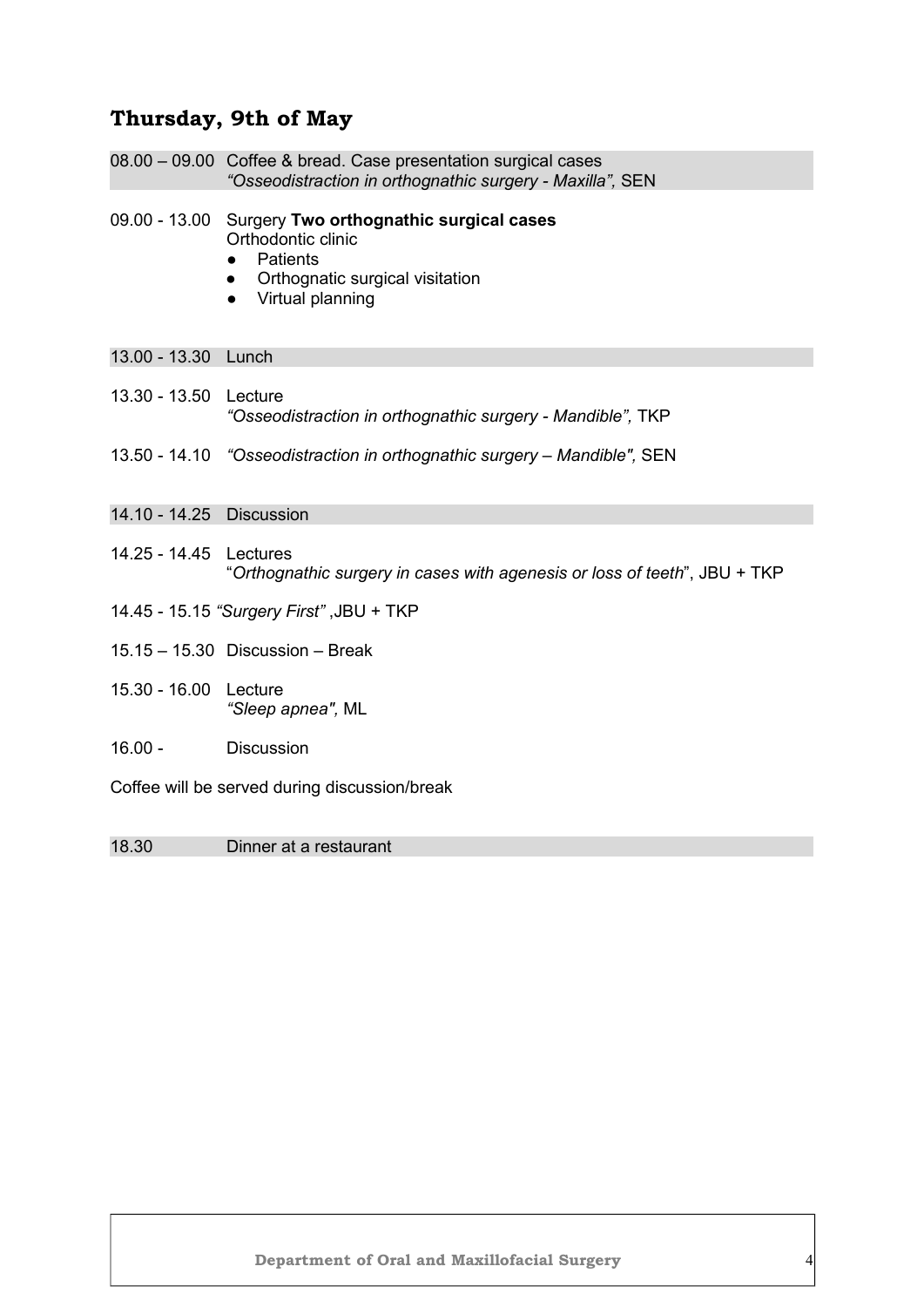## Thursday, 9th of May

08.00 – 09.00 Coffee & bread. Case presentation surgical cases
*"Osseodistraction in orthognathic surgery - Maxilla",* SEN

09.00 - 13.00 Surgery **Two orthognathic surgical cases**
Orthodontic clinic

- Patients
- Orthognatic surgical visitation
- Virtual planning

13.00 - 13.30 Lunch

13.30 - 13.50 Lecture
*"Osseodistraction in orthognathic surgery - Mandible",* TKP

13.50 - 14.10 *"Osseodistraction in orthognathic surgery – Mandible",* SEN

14.10 - 14.25 Discussion

14.25 - 14.45 Lectures
"*Orthognathic surgery in cases with agenesis or loss of teeth*", JBU + TKP

14.45 - 15.15 *"Surgery First"* ,JBU + TKP

15.15 – 15.30 Discussion – Break

15.30 - 16.00 Lecture
*"Sleep apnea",* ML

16.00 - Discussion

Coffee will be served during discussion/break

18.30 Dinner at a restaurant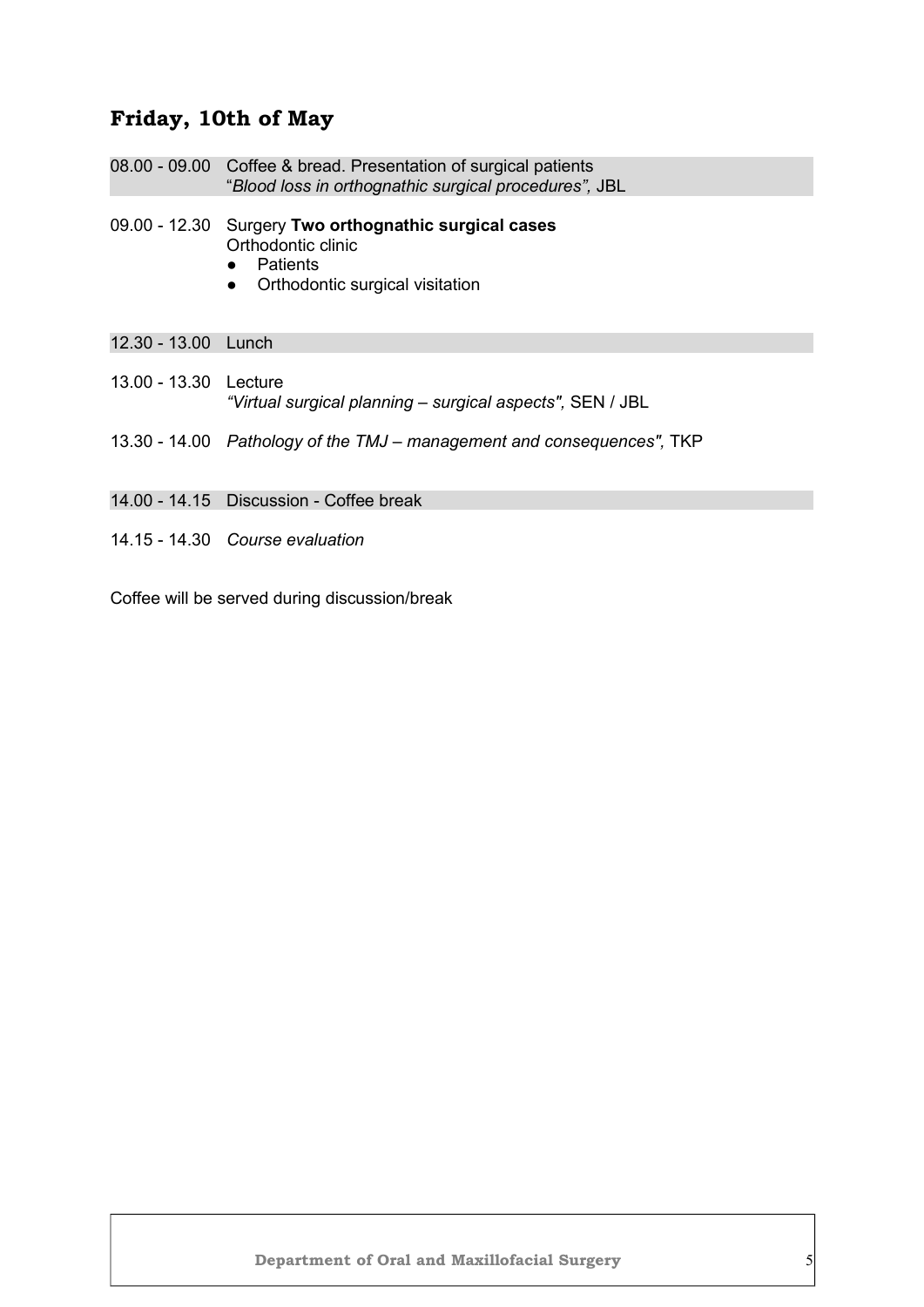## Friday, 10th of May

08.00 - 09.00 Coffee & bread. Presentation of surgical patients
"*Blood loss in orthognathic surgical procedures",* JBL

09.00 - 12.30 Surgery **Two orthognathic surgical cases**
Orthodontic clinic

- Patients
- Orthodontic surgical visitation

12.30 - 13.00 Lunch

13.00 - 13.30 Lecture
*"Virtual surgical planning – surgical aspects",* SEN / JBL

13.30 - 14.00 *Pathology of the TMJ – management and consequences",* TKP

14.00 - 14.15 Discussion - Coffee break

14.15 - 14.30 *Course evaluation*

Coffee will be served during discussion/break